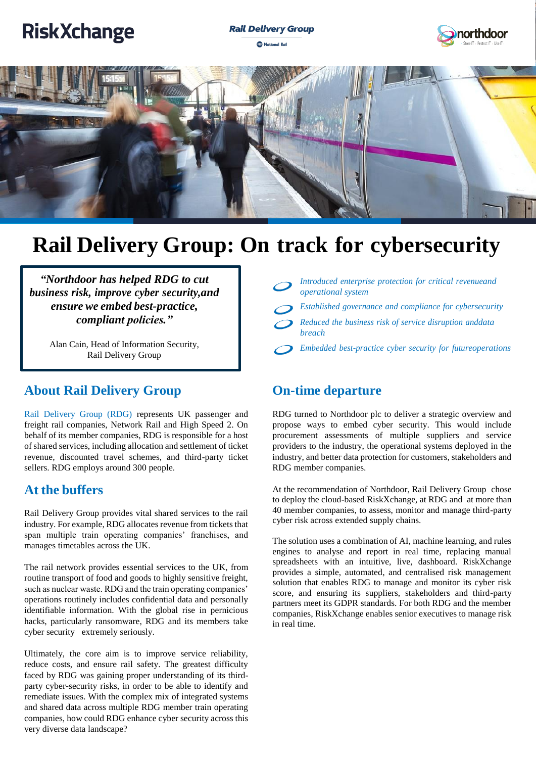RiskXchange

Rail Delivery Group

National Rail

northdoor

# Rail Delivery Group: On track for cybersecurity

> ***"Northdoor has helped RDG to cut business risk, improve cyber security,and ensure we embed best-practice, compliant policies."***
>
> Alan Cain, Head of Information Security, Rail Delivery Group

- *Introduced enterprise protection for critical revenueand operational system*
- *Established governance and compliance for cybersecurity*
- *Reduced the business risk of service disruption anddata breach*
- *Embedded best-practice cyber security for futureoperations*

## About Rail Delivery Group

Rail Delivery Group (RDG) represents UK passenger and freight rail companies, Network Rail and High Speed 2. On behalf of its member companies, RDG is responsible for a host of shared services, including allocation and settlement of ticket revenue, discounted travel schemes, and third-party ticket sellers. RDG employs around 300 people.

## At the buffers

Rail Delivery Group provides vital shared services to the rail industry. For example, RDG allocates revenue from tickets that span multiple train operating companies' franchises, and manages timetables across the UK.

The rail network provides essential services to the UK, from routine transport of food and goods to highly sensitive freight, such as nuclear waste. RDG and the train operating companies' operations routinely includes confidential data and personally identifiable information. With the global rise in pernicious hacks, particularly ransomware, RDG and its members take cyber security extremely seriously.

Ultimately, the core aim is to improve service reliability, reduce costs, and ensure rail safety. The greatest difficulty faced by RDG was gaining proper understanding of its third-party cyber-security risks, in order to be able to identify and remediate issues. With the complex mix of integrated systems and shared data across multiple RDG member train operating companies, how could RDG enhance cyber security across this very diverse data landscape?

## On-time departure

RDG turned to Northdoor plc to deliver a strategic overview and propose ways to embed cyber security. This would include procurement assessments of multiple suppliers and service providers to the industry, the operational systems deployed in the industry, and better data protection for customers, stakeholders and RDG member companies.

At the recommendation of Northdoor, Rail Delivery Group chose to deploy the cloud-based RiskXchange, at RDG and at more than 40 member companies, to assess, monitor and manage third-party cyber risk across extended supply chains.

The solution uses a combination of AI, machine learning, and rules engines to analyse and report in real time, replacing manual spreadsheets with an intuitive, live, dashboard. RiskXchange provides a simple, automated, and centralised risk management solution that enables RDG to manage and monitor its cyber risk score, and ensuring its suppliers, stakeholders and third-party partners meet its GDPR standards. For both RDG and the member companies, RiskXchange enables senior executives to manage risk in real time.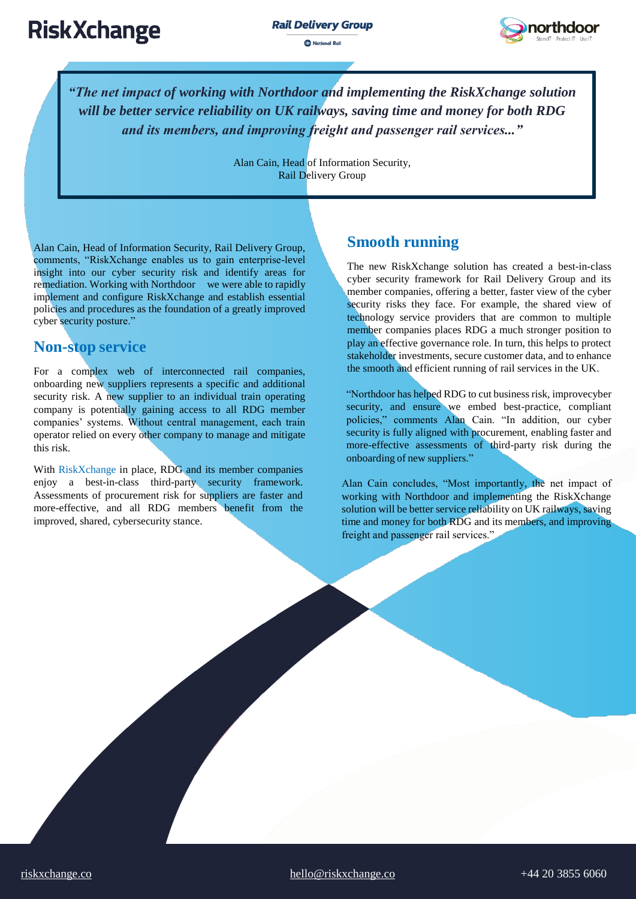> *"The net impact of working with Northdoor and implementing the RiskXchange solution will be better service reliability on UK railways, saving time and money for both RDG and its members, and improving freight and passenger rail services..."*
>
> Alan Cain, Head of Information Security, Rail Delivery Group

Alan Cain, Head of Information Security, Rail Delivery Group, comments, "RiskXchange enables us to gain enterprise-level insight into our cyber security risk and identify areas for remediation. Working with Northdoor we were able to rapidly implement and configure RiskXchange and establish essential policies and procedures as the foundation of a greatly improved cyber security posture."

## Non-stop service

For a complex web of interconnected rail companies, onboarding new suppliers represents a specific and additional security risk. A new supplier to an individual train operating company is potentially gaining access to all RDG member companies' systems. Without central management, each train operator relied on every other company to manage and mitigate this risk.

With RiskXchange in place, RDG and its member companies enjoy a best-in-class third-party security framework. Assessments of procurement risk for suppliers are faster and more-effective, and all RDG members benefit from the improved, shared, cybersecurity stance.

## Smooth running

The new RiskXchange solution has created a best-in-class cyber security framework for Rail Delivery Group and its member companies, offering a better, faster view of the cyber security risks they face. For example, the shared view of technology service providers that are common to multiple member companies places RDG a much stronger position to play an effective governance role. In turn, this helps to protect stakeholder investments, secure customer data, and to enhance the smooth and efficient running of rail services in the UK.

"Northdoor has helped RDG to cut business risk, improvecyber security, and ensure we embed best-practice, compliant policies," comments Alan Cain. "In addition, our cyber security is fully aligned with procurement, enabling faster and more-effective assessments of third-party risk during the onboarding of new suppliers."

Alan Cain concludes, "Most importantly, the net impact of working with Northdoor and implementing the RiskXchange solution will be better service reliability on UK railways, saving time and money for both RDG and its members, and improving freight and passenger rail services."

riskxchange.co hello@riskxchange.co +44 20 3855 6060